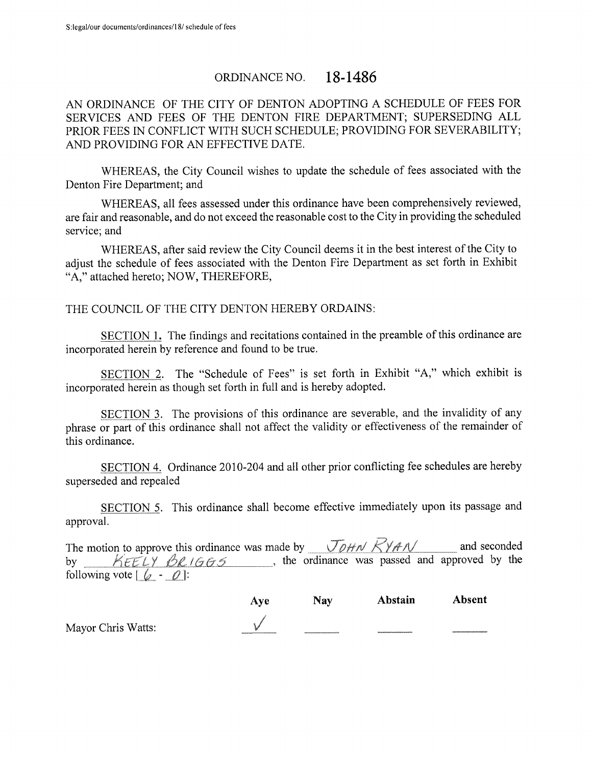S:legal/our documents/ordinances/18/ schedule of fees

# ORDINANCE NO. 18-1486

AN ORDINANCE OF THE CITY OF DENTON ADOPTING A SCHEDULE OF FEES FOR SERVICES AND FEES OF THE DENTON FIRE DEPARTMENT; SUPERSEDING ALL PRIOR FEES IN CONFLICT WITH SUCH SCHEDULE; PROVIDING FOR SEVERABILITY; AND PROVIDING FOR AN EFFECTIVE DATE.

WHEREAS, the City Council wishes to update the schedule of fees associated with the Denton Fire Department; and

WHEREAS, all fees assessed under this ordinance have been comprehensively reviewed, are fair and reasonable, and do not exceed the reasonable cost to the City in providing the scheduled service; and

WHEREAS, after said review the City Council deems it in the best interest of the City to adjust the schedule of fees associated with the Denton Fire Department as set forth in Exhibit "A," attached hereto; NOW, THEREFORE,

THE COUNCIL OF THE CITY DENTON HEREBY ORDAINS:

SECTION 1. The findings and recitations contained in the preamble of this ordinance are incorporated herein by reference and found to be true.

SECTION 2. The "Schedule of Fees" is set forth in Exhibit "A," which exhibit is incorporated herein as though set forth in full and is hereby adopted.

SECTION 3. The provisions of this ordinance are severable, and the invalidity of any phrase or part of this ordinance shall not affect the validity or effectiveness of the remainder of this ordinance.

SECTION 4. Ordinance 2010-204 and all other prior conflicting fee schedules are hereby superseded and repealed

SECTION 5. This ordinance shall become effective immediately upon its passage and approval.

The motion to approve this ordinance was made by JOHN RYAN and seconded by KEELY BRIGGS, the ordinance was passed and approved by the following vote [6 - 0]:

| | Aye | Nay | Abstain | Absent |
|---|---|---|---|---|
| Mayor Chris Watts: | ✓ | | | |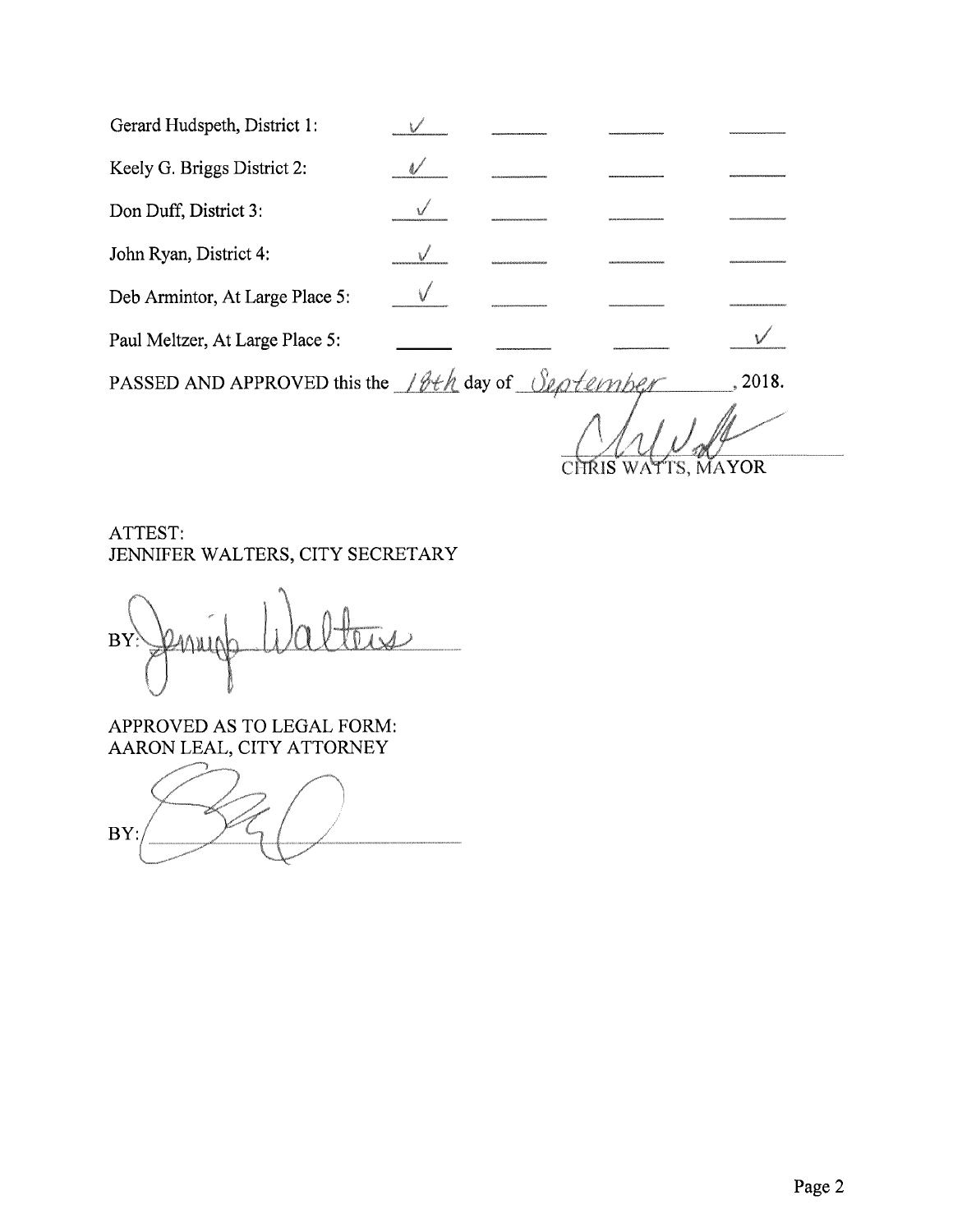| | | | | |
|---|---|---|---|---|
| Gerard Hudspeth, District 1: | ✓ | | | |
| Keely G. Briggs District 2: | ✓ | | | |
| Don Duff, District 3: | ✓ | | | |
| John Ryan, District 4: | ✓ | | | |
| Deb Armintor, At Large Place 5: | ✓ | | | |
| Paul Meltzer, At Large Place 5: | | | | ✓ |

PASSED AND APPROVED this the 18th day of September, 2018.

CHRIS WATTS, MAYOR

ATTEST:
JENNIFER WALTERS, CITY SECRETARY

BY: 

APPROVED AS TO LEGAL FORM:
AARON LEAL, CITY ATTORNEY

BY: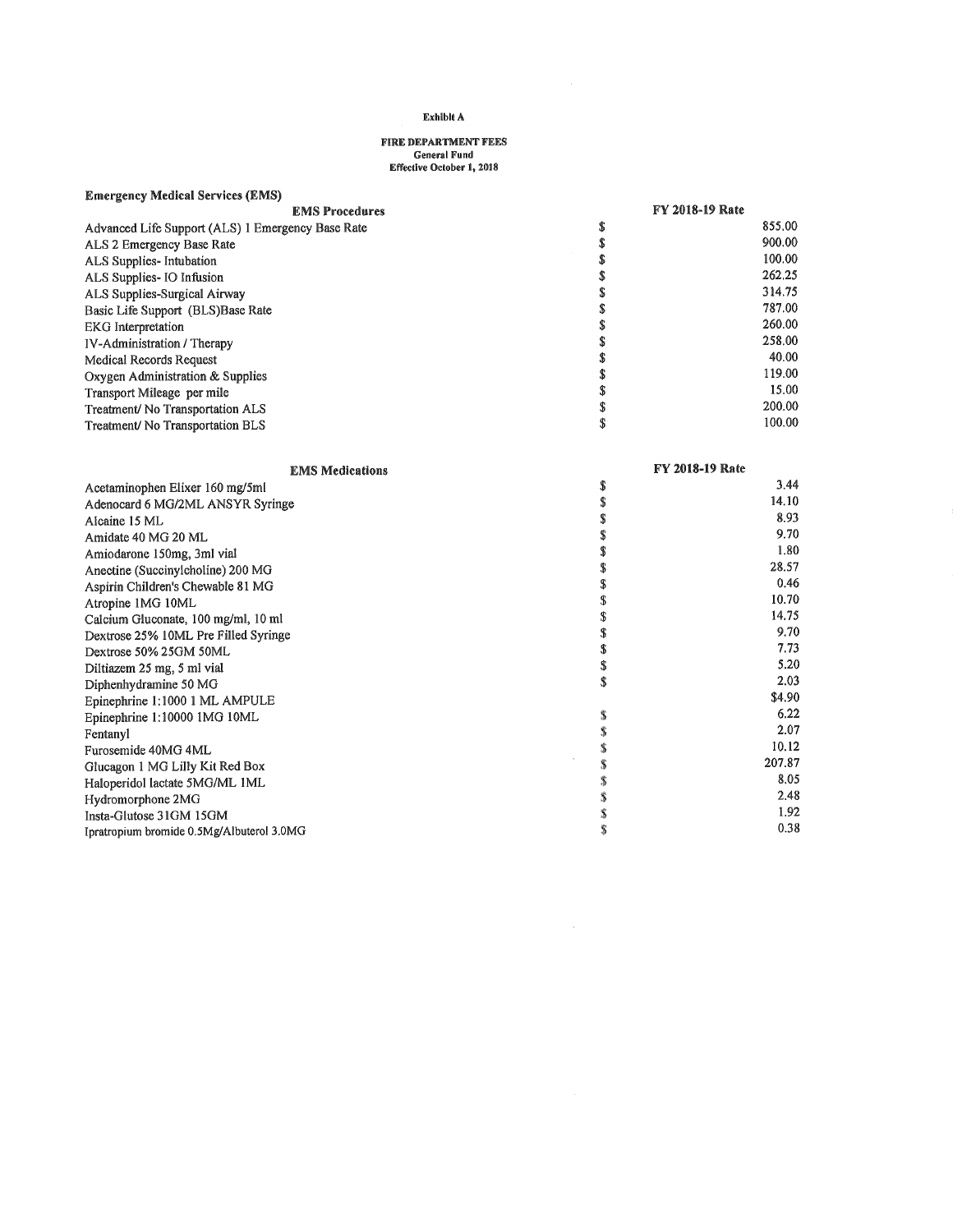**Exhibit A**

**FIRE DEPARTMENT FEES**
**General Fund**
**Effective October 1, 2018**

**Emergency Medical Services (EMS)**

| EMS Procedures | | FY 2018-19 Rate |
|---|---|---|
| Advanced Life Support (ALS) 1 Emergency Base Rate | $ | 855.00 |
| ALS 2 Emergency Base Rate | $ | 900.00 |
| ALS Supplies- Intubation | $ | 100.00 |
| ALS Supplies- IO Infusion | $ | 262.25 |
| ALS Supplies-Surgical Airway | $ | 314.75 |
| Basic Life Support (BLS)Base Rate | $ | 787.00 |
| EKG Interpretation | $ | 260.00 |
| IV-Administration / Therapy | $ | 258.00 |
| Medical Records Request | $ | 40.00 |
| Oxygen Administration & Supplies | $ | 119.00 |
| Transport Mileage per mile | $ | 15.00 |
| Treatment/ No Transportation ALS | $ | 200.00 |
| Treatment/ No Transportation BLS | $ | 100.00 |

| EMS Medications | | FY 2018-19 Rate |
|---|---|---|
| Acetaminophen Elixer 160 mg/5ml | $ | 3.44 |
| Adenocard 6 MG/2ML ANSYR Syringe | $ | 14.10 |
| Alcaine 15 ML | $ | 8.93 |
| Amidate 40 MG 20 ML | $ | 9.70 |
| Amiodarone 150mg, 3ml vial | $ | 1.80 |
| Anectine (Succinylcholine) 200 MG | $ | 28.57 |
| Aspirin Children's Chewable 81 MG | $ | 0.46 |
| Atropine 1MG 10ML | $ | 10.70 |
| Calcium Gluconate, 100 mg/ml, 10 ml | $ | 14.75 |
| Dextrose 25% 10ML Pre Filled Syringe | $ | 9.70 |
| Dextrose 50% 25GM 50ML | $ | 7.73 |
| Diltiazem 25 mg, 5 ml vial | $ | 5.20 |
| Diphenhydramine 50 MG | $ | 2.03 |
| Epinephrine 1:1000 1 ML AMPULE | | $4.90 |
| Epinephrine 1:10000 1MG 10ML | $ | 6.22 |
| Fentanyl | $ | 2.07 |
| Furosemide 40MG 4ML | $ | 10.12 |
| Glucagon 1 MG Lilly Kit Red Box | $ | 207.87 |
| Haloperidol lactate 5MG/ML 1ML | $ | 8.05 |
| Hydromorphone 2MG | $ | 2.48 |
| Insta-Glutose 31GM 15GM | $ | 1.92 |
| Ipratropium bromide 0.5Mg/Albuterol 3.0MG | $ | 0.38 |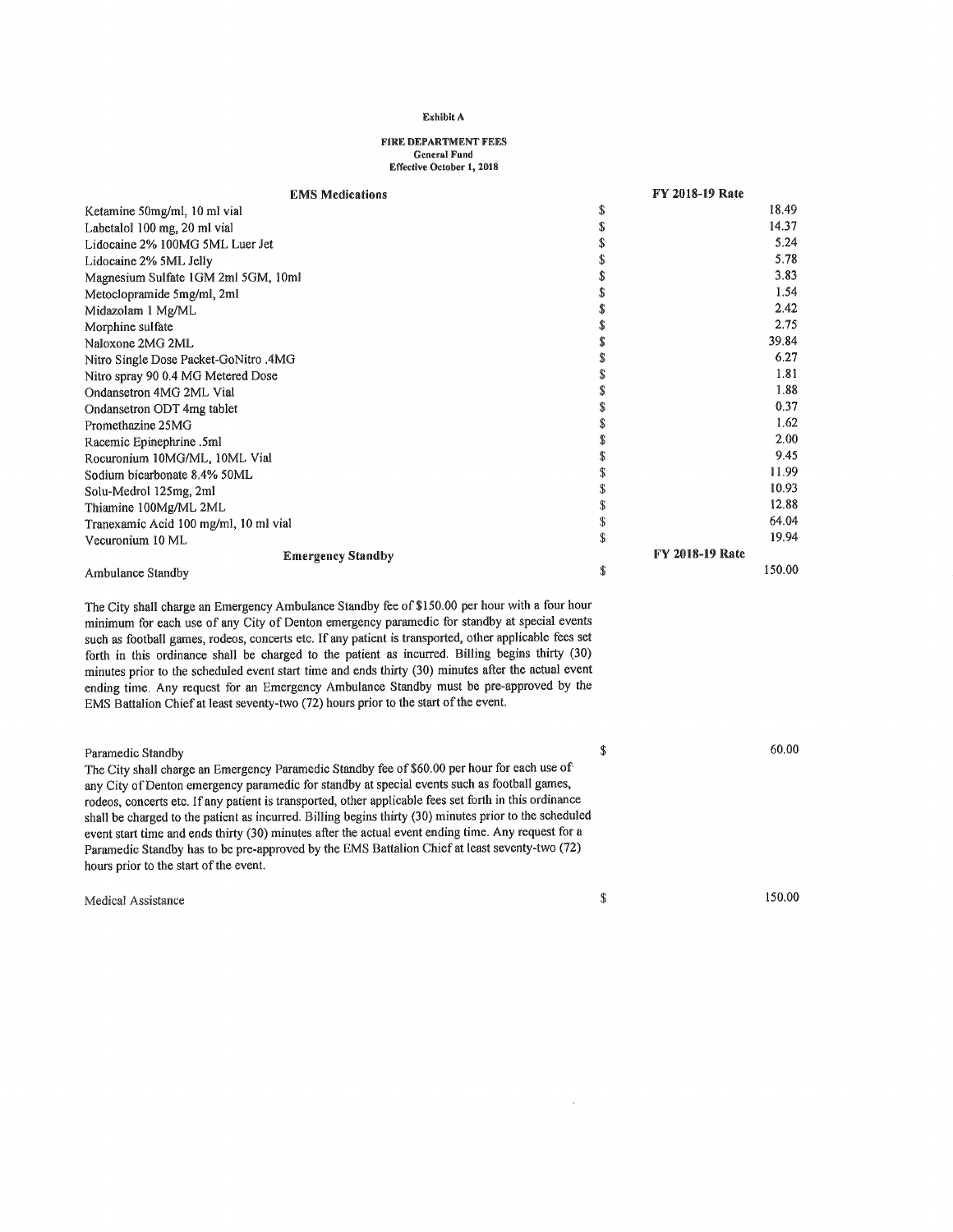**Exhibit A**

**FIRE DEPARTMENT FEES**
**General Fund**
**Effective October 1, 2018**

| EMS Medications | | FY 2018-19 Rate |
|---|---|---|
| Ketamine 50mg/ml, 10 ml vial | $ | 18.49 |
| Labetalol 100 mg, 20 ml vial | $ | 14.37 |
| Lidocaine 2% 100MG 5ML Luer Jet | $ | 5.24 |
| Lidocaine 2% 5ML Jelly | $ | 5.78 |
| Magnesium Sulfate 1GM 2ml 5GM, 10ml | $ | 3.83 |
| Metoclopramide 5mg/ml, 2ml | $ | 1.54 |
| Midazolam 1 Mg/ML | $ | 2.42 |
| Morphine sulfate | $ | 2.75 |
| Naloxone 2MG 2ML | $ | 39.84 |
| Nitro Single Dose Packet-GoNitro .4MG | $ | 6.27 |
| Nitro spray 90 0.4 MG Metered Dose | $ | 1.81 |
| Ondansetron 4MG 2ML Vial | $ | 1.88 |
| Ondansetron ODT 4mg tablet | $ | 0.37 |
| Promethazine 25MG | $ | 1.62 |
| Racemic Epinephrine .5ml | $ | 2.00 |
| Rocuronium 10MG/ML, 10ML Vial | $ | 9.45 |
| Sodium bicarbonate 8.4% 50ML | $ | 11.99 |
| Solu-Medrol 125mg, 2ml | $ | 10.93 |
| Thiamine 100Mg/ML 2ML | $ | 12.88 |
| Tranexamic Acid 100 mg/ml, 10 ml vial | $ | 64.04 |
| Vecuronium 10 ML | $ | 19.94 |
| **Emergency Standby** | | **FY 2018-19 Rate** |
| Ambulance Standby | $ | 150.00 |

The City shall charge an Emergency Ambulance Standby fee of $150.00 per hour with a four hour minimum for each use of any City of Denton emergency paramedic for standby at special events such as football games, rodeos, concerts etc. If any patient is transported, other applicable fees set forth in this ordinance shall be charged to the patient as incurred. Billing begins thirty (30) minutes prior to the scheduled event start time and ends thirty (30) minutes after the actual event ending time. Any request for an Emergency Ambulance Standby must be pre-approved by the EMS Battalion Chief at least seventy-two (72) hours prior to the start of the event.

| | | |
|---|---|---|
| Paramedic Standby | $ | 60.00 |

The City shall charge an Emergency Paramedic Standby fee of $60.00 per hour for each use of any City of Denton emergency paramedic for standby at special events such as football games, rodeos, concerts etc. If any patient is transported, other applicable fees set forth in this ordinance shall be charged to the patient as incurred. Billing begins thirty (30) minutes prior to the scheduled event start time and ends thirty (30) minutes after the actual event ending time. Any request for a Paramedic Standby has to be pre-approved by the EMS Battalion Chief at least seventy-two (72) hours prior to the start of the event.

| | | |
|---|---|---|
| Medical Assistance | $ | 150.00 |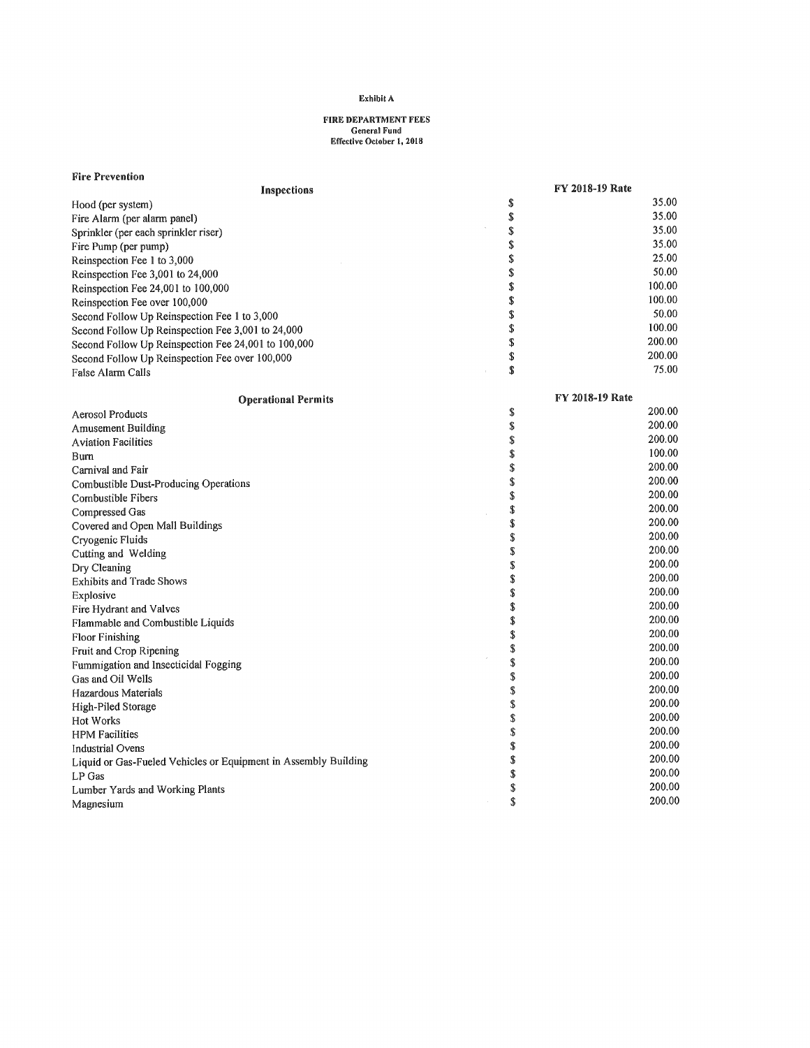**Exhibit A**

**FIRE DEPARTMENT FEES**
**General Fund**
**Effective October 1, 2018**

**Fire Prevention**

| Inspections | FY 2018-19 Rate |
|---|---|
| Hood (per system) | $ 35.00 |
| Fire Alarm (per alarm panel) | $ 35.00 |
| Sprinkler (per each sprinkler riser) | $ 35.00 |
| Fire Pump (per pump) | $ 35.00 |
| Reinspection Fee 1 to 3,000 | $ 25.00 |
| Reinspection Fee 3,001 to 24,000 | $ 50.00 |
| Reinspection Fee 24,001 to 100,000 | $ 100.00 |
| Reinspection Fee over 100,000 | $ 100.00 |
| Second Follow Up Reinspection Fee 1 to 3,000 | $ 50.00 |
| Second Follow Up Reinspection Fee 3,001 to 24,000 | $ 100.00 |
| Second Follow Up Reinspection Fee 24,001 to 100,000 | $ 200.00 |
| Second Follow Up Reinspection Fee over 100,000 | $ 200.00 |
| False Alarm Calls | $ 75.00 |

| Operational Permits | FY 2018-19 Rate |
|---|---|
| Aerosol Products | $ 200.00 |
| Amusement Building | $ 200.00 |
| Aviation Facilities | $ 200.00 |
| Burn | $ 100.00 |
| Carnival and Fair | $ 200.00 |
| Combustible Dust-Producing Operations | $ 200.00 |
| Combustible Fibers | $ 200.00 |
| Compressed Gas | $ 200.00 |
| Covered and Open Mall Buildings | $ 200.00 |
| Cryogenic Fluids | $ 200.00 |
| Cutting and Welding | $ 200.00 |
| Dry Cleaning | $ 200.00 |
| Exhibits and Trade Shows | $ 200.00 |
| Explosive | $ 200.00 |
| Fire Hydrant and Valves | $ 200.00 |
| Flammable and Combustible Liquids | $ 200.00 |
| Floor Finishing | $ 200.00 |
| Fruit and Crop Ripening | $ 200.00 |
| Fummigation and Insecticidal Fogging | $ 200.00 |
| Gas and Oil Wells | $ 200.00 |
| Hazardous Materials | $ 200.00 |
| High-Piled Storage | $ 200.00 |
| Hot Works | $ 200.00 |
| HPM Facilities | $ 200.00 |
| Industrial Ovens | $ 200.00 |
| Liquid or Gas-Fueled Vehicles or Equipment in Assembly Building | $ 200.00 |
| LP Gas | $ 200.00 |
| Lumber Yards and Working Plants | $ 200.00 |
| Magnesium | $ 200.00 |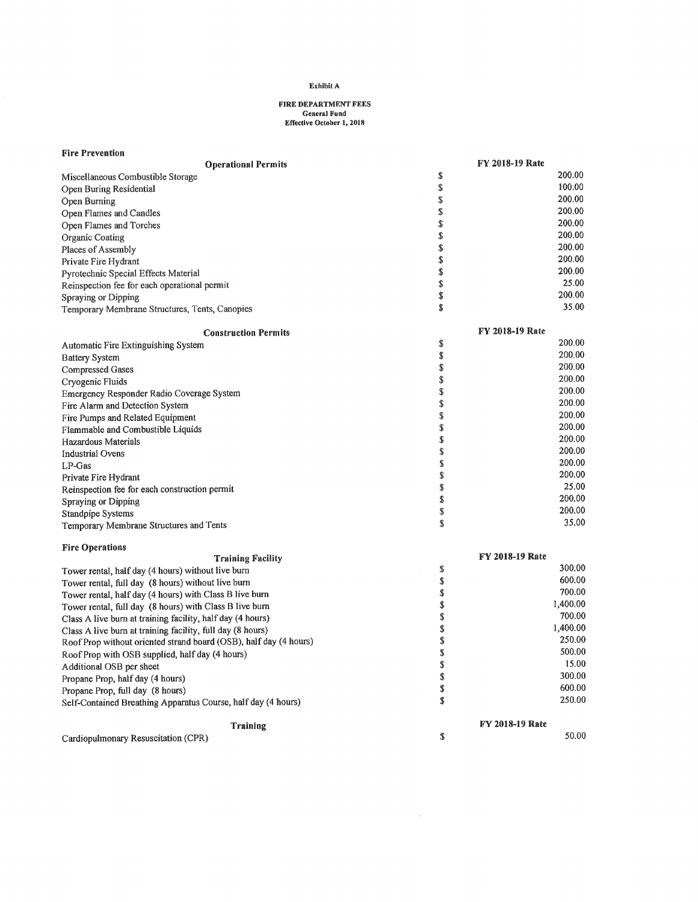**Exhibit A**

**FIRE DEPARTMENT FEES**
**General Fund**
**Effective October 1, 2018**

## Fire Prevention

| Operational Permits | | FY 2018-19 Rate |
|---|---|---|
| Miscellaneous Combustible Storage | $ | 200.00 |
| Open Buring Residential | $ | 100.00 |
| Open Burning | $ | 200.00 |
| Open Flames and Candles | $ | 200.00 |
| Open Flames and Torches | $ | 200.00 |
| Organic Coating | $ | 200.00 |
| Places of Assembly | $ | 200.00 |
| Private Fire Hydrant | $ | 200.00 |
| Pyrotechnic Special Effects Material | $ | 200.00 |
| Reinspection fee for each operational permit | $ | 25.00 |
| Spraying or Dipping | $ | 200.00 |
| Temporary Membrane Structures, Tents, Canopies | $ | 35.00 |

| Construction Permits | | FY 2018-19 Rate |
|---|---|---|
| Automatic Fire Extinguishing System | $ | 200.00 |
| Battery System | $ | 200.00 |
| Compressed Gases | $ | 200.00 |
| Cryogenic Fluids | $ | 200.00 |
| Emergency Responder Radio Coverage System | $ | 200.00 |
| Fire Alarm and Detection System | $ | 200.00 |
| Fire Pumps and Related Equipment | $ | 200.00 |
| Flammable and Combustible Liquids | $ | 200.00 |
| Hazardous Materials | $ | 200.00 |
| Industrial Ovens | $ | 200.00 |
| LP-Gas | $ | 200.00 |
| Private Fire Hydrant | $ | 200.00 |
| Reinspection fee for each construction permit | $ | 25.00 |
| Spraying or Dipping | $ | 200.00 |
| Standpipe Systems | $ | 200.00 |
| Temporary Membrane Structures and Tents | $ | 35.00 |

## Fire Operations

| Training Facility | | FY 2018-19 Rate |
|---|---|---|
| Tower rental, half day (4 hours) without live burn | $ | 300.00 |
| Tower rental, full day (8 hours) without live burn | $ | 600.00 |
| Tower rental, half day (4 hours) with Class B live burn | $ | 700.00 |
| Tower rental, full day (8 hours) with Class B live burn | $ | 1,400.00 |
| Class A live burn at training facility, half day (4 hours) | $ | 700.00 |
| Class A live burn at training facility, full day (8 hours) | $ | 1,400.00 |
| Roof Prop without oriented strand board (OSB), half day (4 hours) | $ | 250.00 |
| Roof Prop with OSB supplied, half day (4 hours) | $ | 500.00 |
| Additional OSB per sheet | $ | 15.00 |
| Propane Prop, half day (4 hours) | $ | 300.00 |
| Propane Prop, full day (8 hours) | $ | 600.00 |
| Self-Contained Breathing Apparatus Course, half day (4 hours) | $ | 250.00 |

| Training | | FY 2018-19 Rate |
|---|---|---|
| Cardiopulmonary Resuscitation (CPR) | $ | 50.00 |